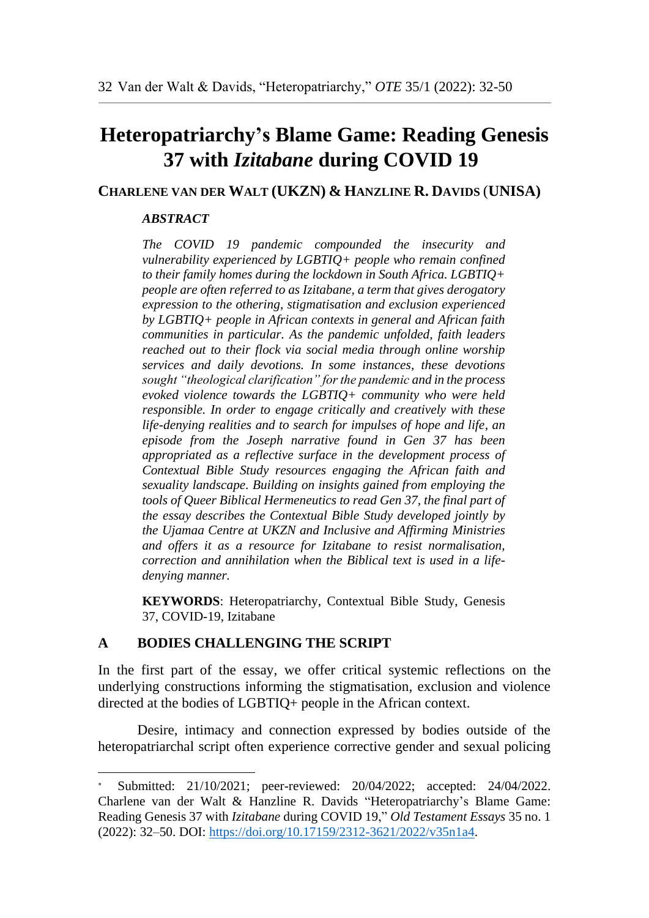# Heteropatriarchy's Blame Game: Reading Genesis 37 with *Izitabane* during COVID 19

**CHARLENE VAN DER WALT (UKZN) & HANZLINE R. DAVIDS (UNISA)**

***ABSTRACT***

*The COVID 19 pandemic compounded the insecurity and vulnerability experienced by LGBTIQ+ people who remain confined to their family homes during the lockdown in South Africa. LGBTIQ+ people are often referred to as Izitabane, a term that gives derogatory expression to the othering, stigmatisation and exclusion experienced by LGBTIQ+ people in African contexts in general and African faith communities in particular. As the pandemic unfolded, faith leaders reached out to their flock via social media through online worship services and daily devotions. In some instances, these devotions sought "theological clarification" for the pandemic and in the process evoked violence towards the LGBTIQ+ community who were held responsible. In order to engage critically and creatively with these life-denying realities and to search for impulses of hope and life, an episode from the Joseph narrative found in Gen 37 has been appropriated as a reflective surface in the development process of Contextual Bible Study resources engaging the African faith and sexuality landscape. Building on insights gained from employing the tools of Queer Biblical Hermeneutics to read Gen 37, the final part of the essay describes the Contextual Bible Study developed jointly by the Ujamaa Centre at UKZN and Inclusive and Affirming Ministries and offers it as a resource for Izitabane to resist normalisation, correction and annihilation when the Biblical text is used in a life-denying manner.*

**KEYWORDS**: Heteropatriarchy, Contextual Bible Study, Genesis 37, COVID-19, Izitabane

## A BODIES CHALLENGING THE SCRIPT

In the first part of the essay, we offer critical systemic reflections on the underlying constructions informing the stigmatisation, exclusion and violence directed at the bodies of LGBTIQ+ people in the African context.

Desire, intimacy and connection expressed by bodies outside of the heteropatriarchal script often experience corrective gender and sexual policing

---

[*] Submitted: 21/10/2021; peer-reviewed: 20/04/2022; accepted: 24/04/2022. Charlene van der Walt & Hanzline R. Davids "Heteropatriarchy's Blame Game: Reading Genesis 37 with *Izitabane* during COVID 19," *Old Testament Essays* 35 no. 1 (2022): 32–50. DOI: https://doi.org/10.17159/2312-3621/2022/v35n1a4.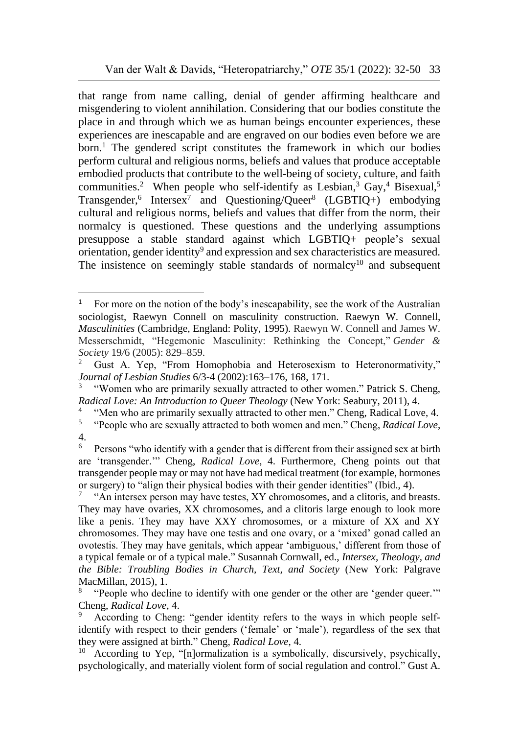that range from name calling, denial of gender affirming healthcare and misgendering to violent annihilation. Considering that our bodies constitute the place in and through which we as human beings encounter experiences, these experiences are inescapable and are engraved on our bodies even before we are born.[1] The gendered script constitutes the framework in which our bodies perform cultural and religious norms, beliefs and values that produce acceptable embodied products that contribute to the well-being of society, culture, and faith communities.[2] When people who self-identify as Lesbian,[3] Gay,[4] Bisexual,[5] Transgender,[6] Intersex[7] and Questioning/Queer[8] (LGBTIQ+) embodying cultural and religious norms, beliefs and values that differ from the norm, their normalcy is questioned. These questions and the underlying assumptions presuppose a stable standard against which LGBTIQ+ people's sexual orientation, gender identity[9] and expression and sex characteristics are measured. The insistence on seemingly stable standards of normalcy[10] and subsequent

---

[1] For more on the notion of the body's inescapability, see the work of the Australian sociologist, Raewyn Connell on masculinity construction. Raewyn W. Connell, *Masculinities* (Cambridge, England: Polity, 1995). Raewyn W. Connell and James W. Messerschmidt, "Hegemonic Masculinity: Rethinking the Concept," *Gender & Society* 19/6 (2005): 829–859.

[2] Gust A. Yep, "From Homophobia and Heterosexism to Heteronormativity," *Journal of Lesbian Studies* 6/3-4 (2002):163–176, 168, 171.

[3] "Women who are primarily sexually attracted to other women." Patrick S. Cheng, *Radical Love: An Introduction to Queer Theology* (New York: Seabury, 2011), 4.

[4] "Men who are primarily sexually attracted to other men." Cheng, Radical Love, 4.

[5] "People who are sexually attracted to both women and men." Cheng, *Radical Love*, 4.

[6] Persons "who identify with a gender that is different from their assigned sex at birth are 'transgender.'" Cheng, *Radical Love*, 4. Furthermore, Cheng points out that transgender people may or may not have had medical treatment (for example, hormones or surgery) to "align their physical bodies with their gender identities" (Ibid., 4).

[7] "An intersex person may have testes, XY chromosomes, and a clitoris, and breasts. They may have ovaries, XX chromosomes, and a clitoris large enough to look more like a penis. They may have XXY chromosomes, or a mixture of XX and XY chromosomes. They may have one testis and one ovary, or a 'mixed' gonad called an ovotestis. They may have genitals, which appear 'ambiguous,' different from those of a typical female or of a typical male." Susannah Cornwall, ed., *Intersex, Theology, and the Bible: Troubling Bodies in Church, Text, and Society* (New York: Palgrave MacMillan, 2015), 1.

[8] "People who decline to identify with one gender or the other are 'gender queer.'" Cheng, *Radical Love*, 4.

[9] According to Cheng: "gender identity refers to the ways in which people self-identify with respect to their genders ('female' or 'male'), regardless of the sex that they were assigned at birth." Cheng, *Radical Love*, 4.

[10] According to Yep, "[n]ormalization is a symbolically, discursively, psychically, psychologically, and materially violent form of social regulation and control." Gust A.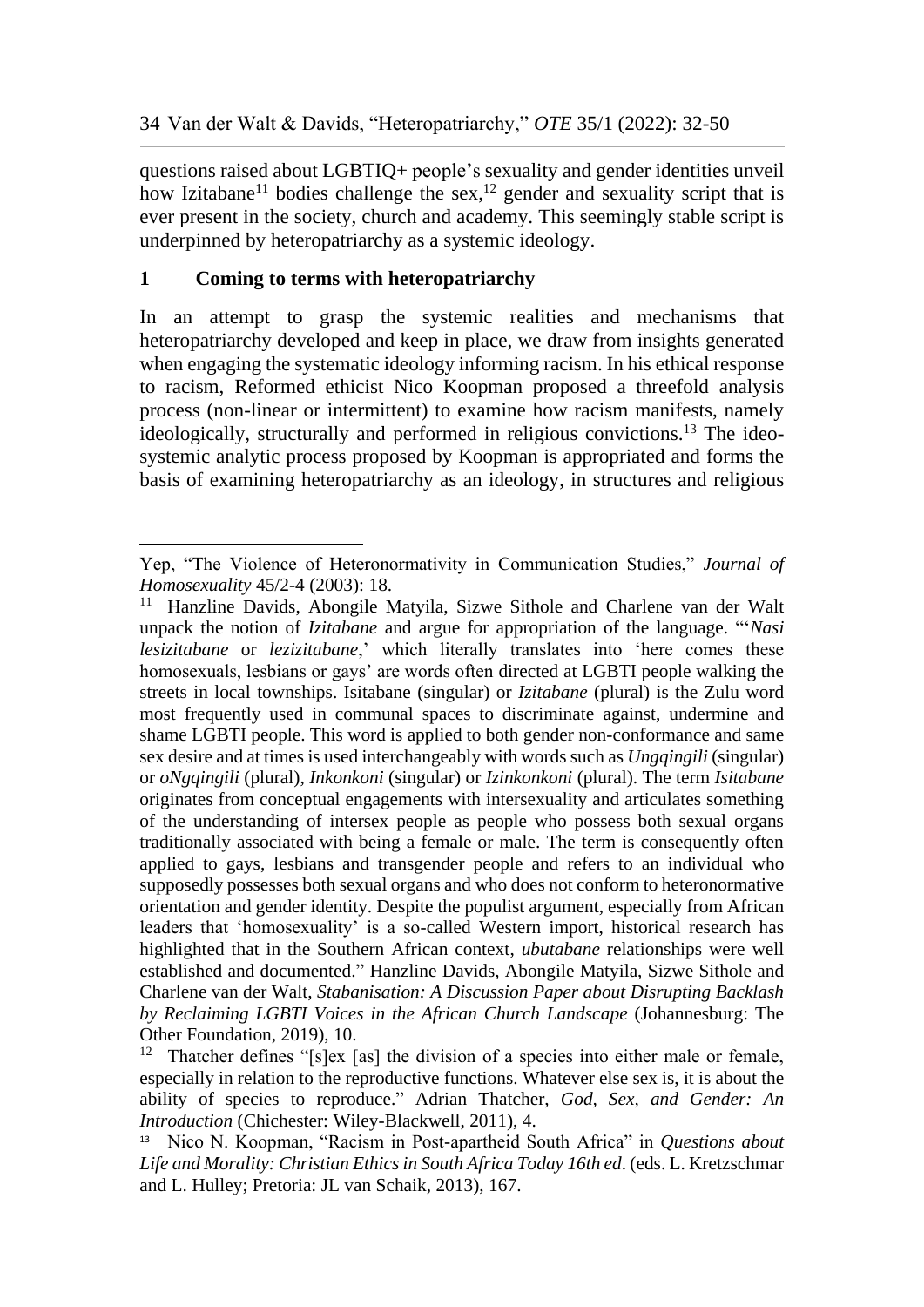questions raised about LGBTIQ+ people's sexuality and gender identities unveil how Izitabane[11] bodies challenge the sex,[12] gender and sexuality script that is ever present in the society, church and academy. This seemingly stable script is underpinned by heteropatriarchy as a systemic ideology.

## 1 Coming to terms with heteropatriarchy

In an attempt to grasp the systemic realities and mechanisms that heteropatriarchy developed and keep in place, we draw from insights generated when engaging the systematic ideology informing racism. In his ethical response to racism, Reformed ethicist Nico Koopman proposed a threefold analysis process (non-linear or intermittent) to examine how racism manifests, namely ideologically, structurally and performed in religious convictions.[13] The ideo-systemic analytic process proposed by Koopman is appropriated and forms the basis of examining heteropatriarchy as an ideology, in structures and religious

---

Yep, "The Violence of Heteronormativity in Communication Studies," *Journal of Homosexuality* 45/2-4 (2003): 18.

[11] Hanzline Davids, Abongile Matyila, Sizwe Sithole and Charlene van der Walt unpack the notion of *Izitabane* and argue for appropriation of the language. "'*Nasi lesizitabane* or *lezizitabane*,' which literally translates into 'here comes these homosexuals, lesbians or gays' are words often directed at LGBTI people walking the streets in local townships. Isitabane (singular) or *Izitabane* (plural) is the Zulu word most frequently used in communal spaces to discriminate against, undermine and shame LGBTI people. This word is applied to both gender non-conformance and same sex desire and at times is used interchangeably with words such as *Ungqingili* (singular) or *oNgqingili* (plural), *Inkonkoni* (singular) or *Izinkonkoni* (plural). The term *Isitabane* originates from conceptual engagements with intersexuality and articulates something of the understanding of intersex people as people who possess both sexual organs traditionally associated with being a female or male. The term is consequently often applied to gays, lesbians and transgender people and refers to an individual who supposedly possesses both sexual organs and who does not conform to heteronormative orientation and gender identity. Despite the populist argument, especially from African leaders that 'homosexuality' is a so-called Western import, historical research has highlighted that in the Southern African context, *ubutabane* relationships were well established and documented." Hanzline Davids, Abongile Matyila, Sizwe Sithole and Charlene van der Walt, *Stabanisation: A Discussion Paper about Disrupting Backlash by Reclaiming LGBTI Voices in the African Church Landscape* (Johannesburg: The Other Foundation, 2019), 10.

[12] Thatcher defines "[s]ex [as] the division of a species into either male or female, especially in relation to the reproductive functions. Whatever else sex is, it is about the ability of species to reproduce." Adrian Thatcher, *God, Sex, and Gender: An Introduction* (Chichester: Wiley-Blackwell, 2011), 4.

[13] Nico N. Koopman, "Racism in Post-apartheid South Africa" in *Questions about Life and Morality: Christian Ethics in South Africa Today 16th ed*. (eds. L. Kretzschmar and L. Hulley; Pretoria: JL van Schaik, 2013), 167.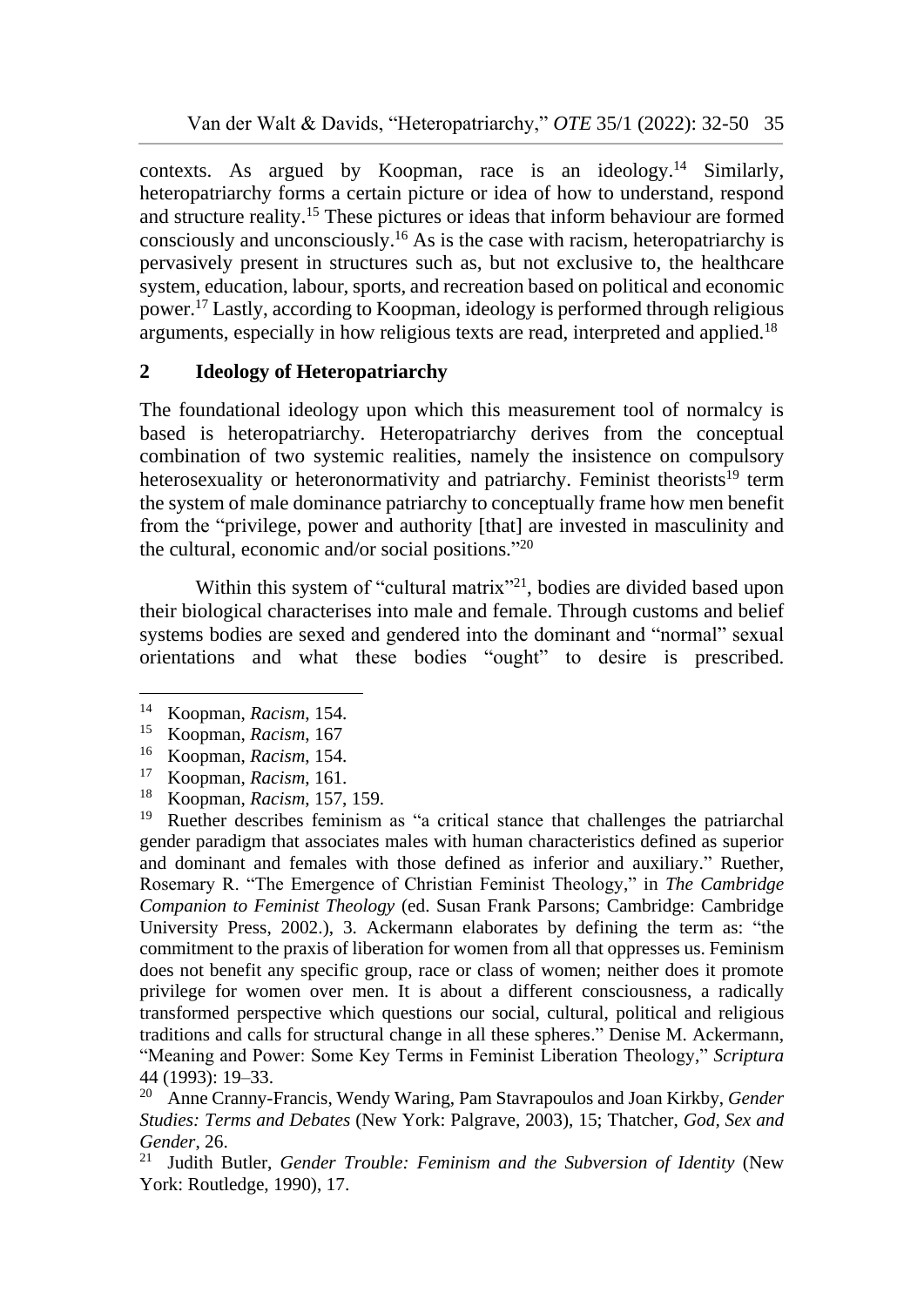contexts. As argued by Koopman, race is an ideology.[14] Similarly, heteropatriarchy forms a certain picture or idea of how to understand, respond and structure reality.[15] These pictures or ideas that inform behaviour are formed consciously and unconsciously.[16] As is the case with racism, heteropatriarchy is pervasively present in structures such as, but not exclusive to, the healthcare system, education, labour, sports, and recreation based on political and economic power.[17] Lastly, according to Koopman, ideology is performed through religious arguments, especially in how religious texts are read, interpreted and applied.[18]

## 2 Ideology of Heteropatriarchy

The foundational ideology upon which this measurement tool of normalcy is based is heteropatriarchy. Heteropatriarchy derives from the conceptual combination of two systemic realities, namely the insistence on compulsory heterosexuality or heteronormativity and patriarchy. Feminist theorists[19] term the system of male dominance patriarchy to conceptually frame how men benefit from the "privilege, power and authority [that] are invested in masculinity and the cultural, economic and/or social positions."[20]

Within this system of "cultural matrix"[21], bodies are divided based upon their biological characterises into male and female. Through customs and belief systems bodies are sexed and gendered into the dominant and "normal" sexual orientations and what these bodies "ought" to desire is prescribed.

---

[14] Koopman, *Racism*, 154.

[15] Koopman, *Racism*, 167

[16] Koopman, *Racism*, 154.

[17] Koopman, *Racism*, 161.

[18] Koopman, *Racism*, 157, 159.

[19] Ruether describes feminism as "a critical stance that challenges the patriarchal gender paradigm that associates males with human characteristics defined as superior and dominant and females with those defined as inferior and auxiliary." Ruether, Rosemary R. "The Emergence of Christian Feminist Theology," in *The Cambridge Companion to Feminist Theology* (ed. Susan Frank Parsons; Cambridge: Cambridge University Press, 2002.), 3. Ackermann elaborates by defining the term as: "the commitment to the praxis of liberation for women from all that oppresses us. Feminism does not benefit any specific group, race or class of women; neither does it promote privilege for women over men. It is about a different consciousness, a radically transformed perspective which questions our social, cultural, political and religious traditions and calls for structural change in all these spheres." Denise M. Ackermann, "Meaning and Power: Some Key Terms in Feminist Liberation Theology," *Scriptura* 44 (1993): 19–33.

[20] Anne Cranny-Francis, Wendy Waring, Pam Stavrapoulos and Joan Kirkby, *Gender Studies: Terms and Debates* (New York: Palgrave, 2003), 15; Thatcher, *God, Sex and Gender*, 26.

[21] Judith Butler, *Gender Trouble: Feminism and the Subversion of Identity* (New York: Routledge, 1990), 17.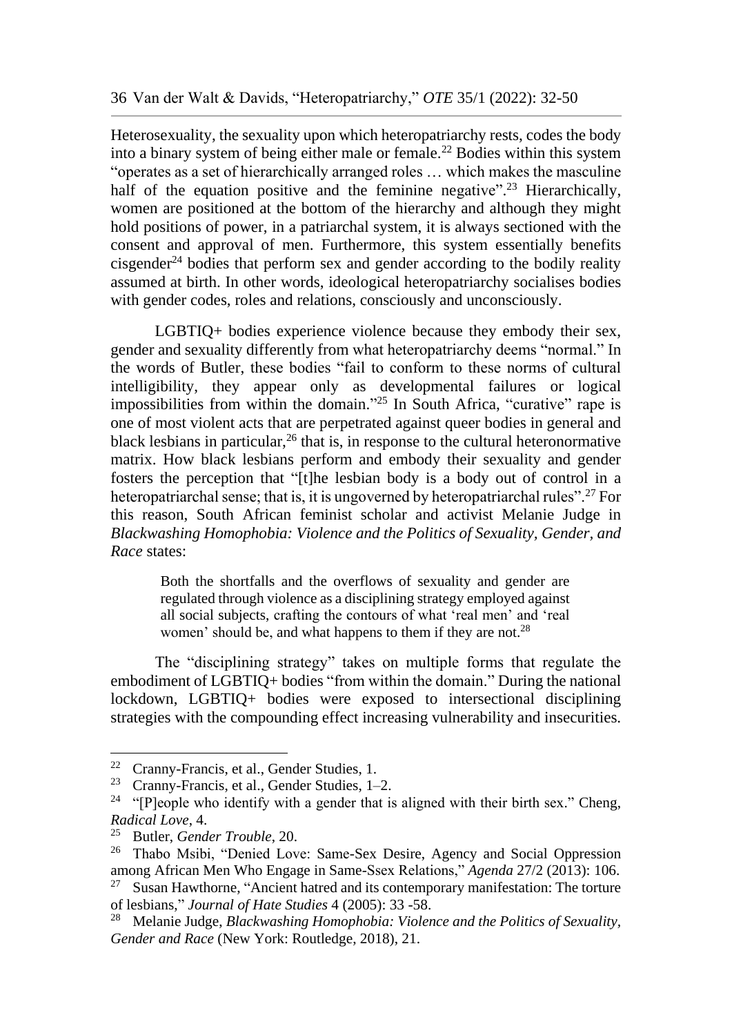Heterosexuality, the sexuality upon which heteropatriarchy rests, codes the body into a binary system of being either male or female.[22] Bodies within this system "operates as a set of hierarchically arranged roles … which makes the masculine half of the equation positive and the feminine negative".[23] Hierarchically, women are positioned at the bottom of the hierarchy and although they might hold positions of power, in a patriarchal system, it is always sectioned with the consent and approval of men. Furthermore, this system essentially benefits cisgender[24] bodies that perform sex and gender according to the bodily reality assumed at birth. In other words, ideological heteropatriarchy socialises bodies with gender codes, roles and relations, consciously and unconsciously.

LGBTIQ+ bodies experience violence because they embody their sex, gender and sexuality differently from what heteropatriarchy deems "normal." In the words of Butler, these bodies "fail to conform to these norms of cultural intelligibility, they appear only as developmental failures or logical impossibilities from within the domain."[25] In South Africa, "curative" rape is one of most violent acts that are perpetrated against queer bodies in general and black lesbians in particular,[26] that is, in response to the cultural heteronormative matrix. How black lesbians perform and embody their sexuality and gender fosters the perception that "[t]he lesbian body is a body out of control in a heteropatriarchal sense; that is, it is ungoverned by heteropatriarchal rules".[27] For this reason, South African feminist scholar and activist Melanie Judge in *Blackwashing Homophobia: Violence and the Politics of Sexuality, Gender, and Race* states:

> Both the shortfalls and the overflows of sexuality and gender are regulated through violence as a disciplining strategy employed against all social subjects, crafting the contours of what 'real men' and 'real women' should be, and what happens to them if they are not.[28]

The "disciplining strategy" takes on multiple forms that regulate the embodiment of LGBTIQ+ bodies "from within the domain." During the national lockdown, LGBTIQ+ bodies were exposed to intersectional disciplining strategies with the compounding effect increasing vulnerability and insecurities.

---

[22] Cranny-Francis, et al., Gender Studies, 1.

[23] Cranny-Francis, et al., Gender Studies, 1–2.

[24] "[P]eople who identify with a gender that is aligned with their birth sex." Cheng, *Radical Love*, 4.

[25] Butler, *Gender Trouble*, 20.

[26] Thabo Msibi, "Denied Love: Same-Sex Desire, Agency and Social Oppression among African Men Who Engage in Same-Ssex Relations," *Agenda* 27/2 (2013): 106.

[27] Susan Hawthorne, "Ancient hatred and its contemporary manifestation: The torture of lesbians," *Journal of Hate Studies* 4 (2005): 33 -58.

[28] Melanie Judge, *Blackwashing Homophobia: Violence and the Politics of Sexuality, Gender and Race* (New York: Routledge, 2018), 21.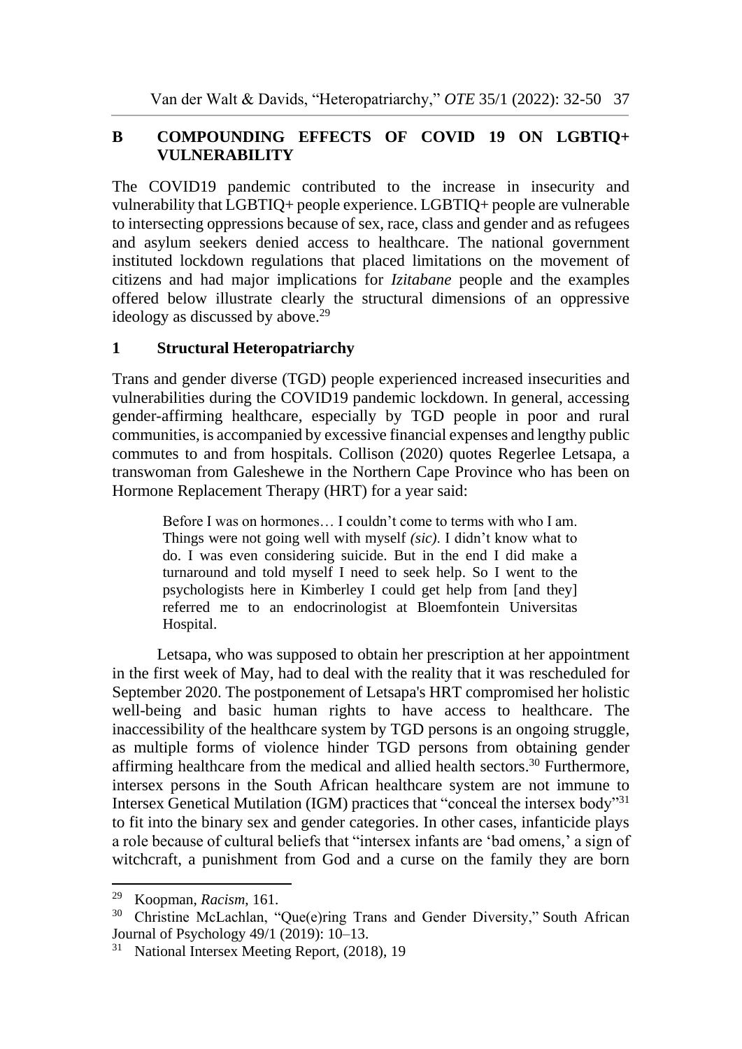## B COMPOUNDING EFFECTS OF COVID 19 ON LGBTIQ+ VULNERABILITY

The COVID19 pandemic contributed to the increase in insecurity and vulnerability that LGBTIQ+ people experience. LGBTIQ+ people are vulnerable to intersecting oppressions because of sex, race, class and gender and as refugees and asylum seekers denied access to healthcare. The national government instituted lockdown regulations that placed limitations on the movement of citizens and had major implications for *Izitabane* people and the examples offered below illustrate clearly the structural dimensions of an oppressive ideology as discussed by above.[29]

### 1 Structural Heteropatriarchy

Trans and gender diverse (TGD) people experienced increased insecurities and vulnerabilities during the COVID19 pandemic lockdown. In general, accessing gender-affirming healthcare, especially by TGD people in poor and rural communities, is accompanied by excessive financial expenses and lengthy public commutes to and from hospitals. Collison (2020) quotes Regerlee Letsapa, a transwoman from Galeshewe in the Northern Cape Province who has been on Hormone Replacement Therapy (HRT) for a year said:

> Before I was on hormones… I couldn't come to terms with who I am. Things were not going well with myself *(sic)*. I didn't know what to do. I was even considering suicide. But in the end I did make a turnaround and told myself I need to seek help. So I went to the psychologists here in Kimberley I could get help from [and they] referred me to an endocrinologist at Bloemfontein Universitas Hospital.

Letsapa, who was supposed to obtain her prescription at her appointment in the first week of May, had to deal with the reality that it was rescheduled for September 2020. The postponement of Letsapa's HRT compromised her holistic well-being and basic human rights to have access to healthcare. The inaccessibility of the healthcare system by TGD persons is an ongoing struggle, as multiple forms of violence hinder TGD persons from obtaining gender affirming healthcare from the medical and allied health sectors.[30] Furthermore, intersex persons in the South African healthcare system are not immune to Intersex Genetical Mutilation (IGM) practices that "conceal the intersex body"[31] to fit into the binary sex and gender categories. In other cases, infanticide plays a role because of cultural beliefs that "intersex infants are 'bad omens,' a sign of witchcraft, a punishment from God and a curse on the family they are born

---

[29] Koopman, *Racism*, 161.

[30] Christine McLachlan, "Que(e)ring Trans and Gender Diversity," South African Journal of Psychology 49/1 (2019): 10–13.

[31] National Intersex Meeting Report, (2018), 19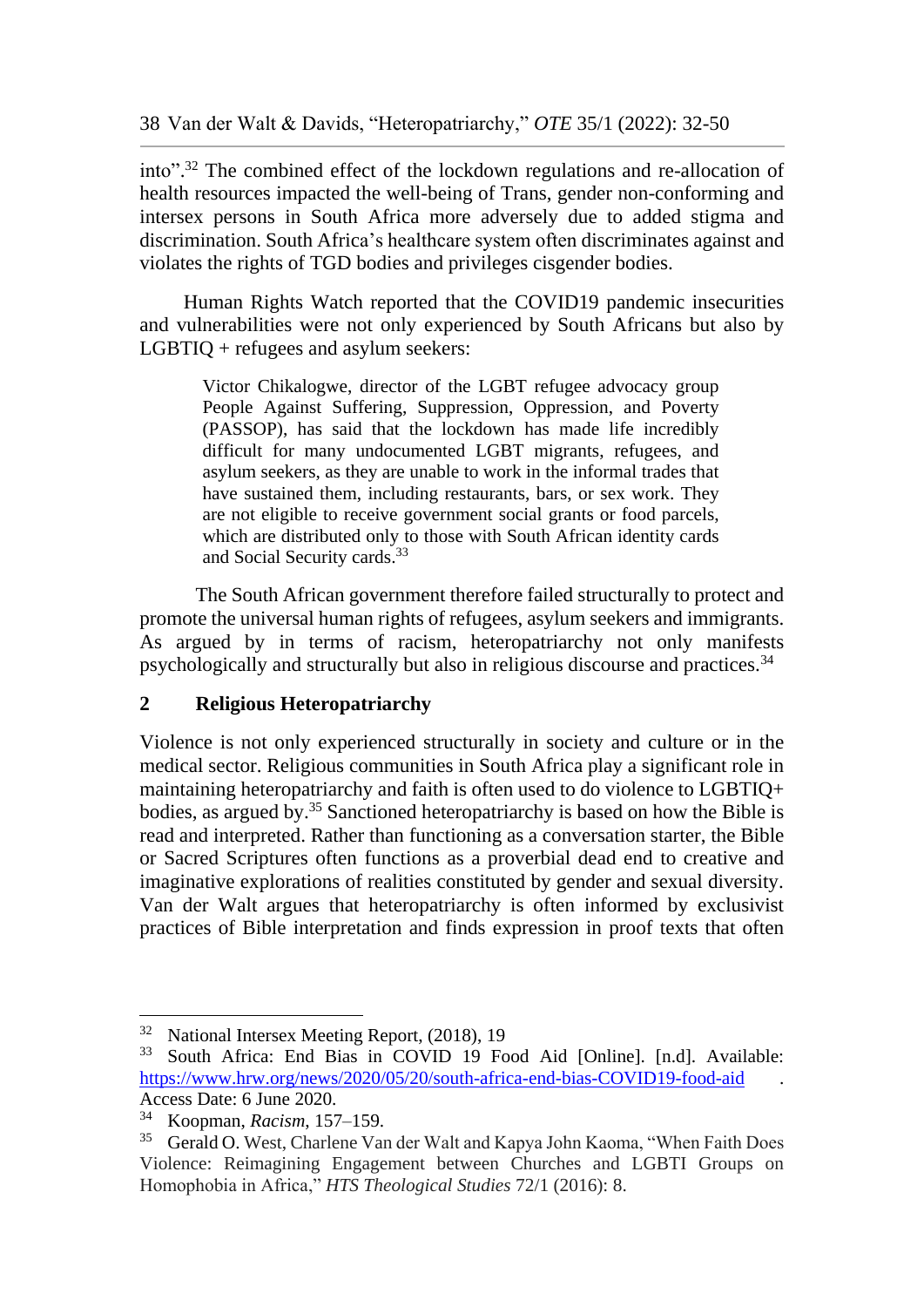into".[32] The combined effect of the lockdown regulations and re-allocation of health resources impacted the well-being of Trans, gender non-conforming and intersex persons in South Africa more adversely due to added stigma and discrimination. South Africa's healthcare system often discriminates against and violates the rights of TGD bodies and privileges cisgender bodies.

Human Rights Watch reported that the COVID19 pandemic insecurities and vulnerabilities were not only experienced by South Africans but also by LGBTIQ + refugees and asylum seekers:

> Victor Chikalogwe, director of the LGBT refugee advocacy group People Against Suffering, Suppression, Oppression, and Poverty (PASSOP), has said that the lockdown has made life incredibly difficult for many undocumented LGBT migrants, refugees, and asylum seekers, as they are unable to work in the informal trades that have sustained them, including restaurants, bars, or sex work. They are not eligible to receive government social grants or food parcels, which are distributed only to those with South African identity cards and Social Security cards.[33]

The South African government therefore failed structurally to protect and promote the universal human rights of refugees, asylum seekers and immigrants. As argued by in terms of racism, heteropatriarchy not only manifests psychologically and structurally but also in religious discourse and practices.[34]

## 2 Religious Heteropatriarchy

Violence is not only experienced structurally in society and culture or in the medical sector. Religious communities in South Africa play a significant role in maintaining heteropatriarchy and faith is often used to do violence to LGBTIQ+ bodies, as argued by.[35] Sanctioned heteropatriarchy is based on how the Bible is read and interpreted. Rather than functioning as a conversation starter, the Bible or Sacred Scriptures often functions as a proverbial dead end to creative and imaginative explorations of realities constituted by gender and sexual diversity. Van der Walt argues that heteropatriarchy is often informed by exclusivist practices of Bible interpretation and finds expression in proof texts that often

---

[32] National Intersex Meeting Report, (2018), 19

[33] South Africa: End Bias in COVID 19 Food Aid [Online]. [n.d]. Available: https://www.hrw.org/news/2020/05/20/south-africa-end-bias-COVID19-food-aid . Access Date: 6 June 2020.

[34] Koopman, *Racism*, 157–159.

[35] Gerald O. West, Charlene Van der Walt and Kapya John Kaoma, "When Faith Does Violence: Reimagining Engagement between Churches and LGBTI Groups on Homophobia in Africa," *HTS Theological Studies* 72/1 (2016): 8.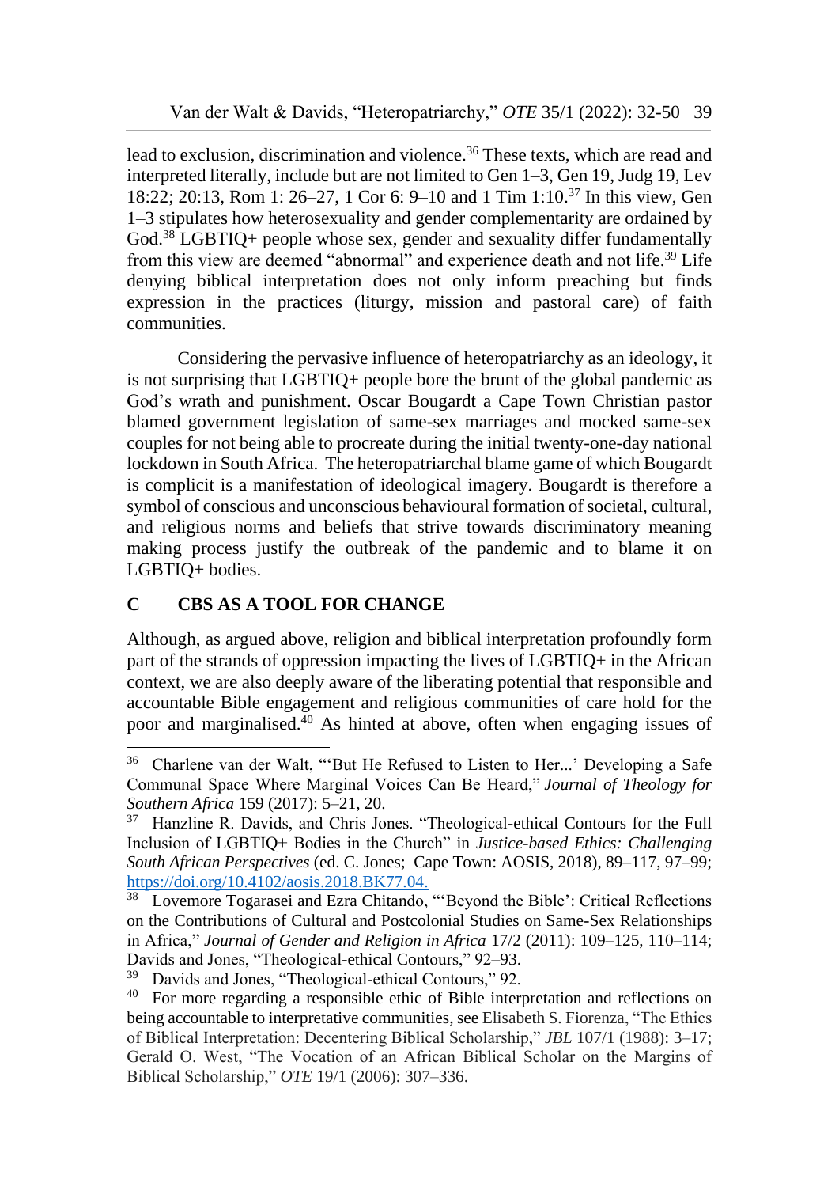lead to exclusion, discrimination and violence.[36] These texts, which are read and interpreted literally, include but are not limited to Gen 1–3, Gen 19, Judg 19, Lev 18:22; 20:13, Rom 1: 26–27, 1 Cor 6: 9–10 and 1 Tim 1:10.[37] In this view, Gen 1–3 stipulates how heterosexuality and gender complementarity are ordained by God.[38] LGBTIQ+ people whose sex, gender and sexuality differ fundamentally from this view are deemed "abnormal" and experience death and not life.[39] Life denying biblical interpretation does not only inform preaching but finds expression in the practices (liturgy, mission and pastoral care) of faith communities.

Considering the pervasive influence of heteropatriarchy as an ideology, it is not surprising that LGBTIQ+ people bore the brunt of the global pandemic as God's wrath and punishment. Oscar Bougardt a Cape Town Christian pastor blamed government legislation of same-sex marriages and mocked same-sex couples for not being able to procreate during the initial twenty-one-day national lockdown in South Africa. The heteropatriarchal blame game of which Bougardt is complicit is a manifestation of ideological imagery. Bougardt is therefore a symbol of conscious and unconscious behavioural formation of societal, cultural, and religious norms and beliefs that strive towards discriminatory meaning making process justify the outbreak of the pandemic and to blame it on LGBTIQ+ bodies.

## C CBS AS A TOOL FOR CHANGE

Although, as argued above, religion and biblical interpretation profoundly form part of the strands of oppression impacting the lives of LGBTIQ+ in the African context, we are also deeply aware of the liberating potential that responsible and accountable Bible engagement and religious communities of care hold for the poor and marginalised.[40] As hinted at above, often when engaging issues of

---

[36] Charlene van der Walt, "'But He Refused to Listen to Her...' Developing a Safe Communal Space Where Marginal Voices Can Be Heard," *Journal of Theology for Southern Africa* 159 (2017): 5–21, 20.

[37] Hanzline R. Davids, and Chris Jones. "Theological-ethical Contours for the Full Inclusion of LGBTIQ+ Bodies in the Church" in *Justice-based Ethics: Challenging South African Perspectives* (ed. C. Jones; Cape Town: AOSIS, 2018), 89–117, 97–99; https://doi.org/10.4102/aosis.2018.BK77.04.

[38] Lovemore Togarasei and Ezra Chitando, "'Beyond the Bible': Critical Reflections on the Contributions of Cultural and Postcolonial Studies on Same-Sex Relationships in Africa," *Journal of Gender and Religion in Africa* 17/2 (2011): 109–125, 110–114; Davids and Jones, "Theological-ethical Contours," 92–93.

[39] Davids and Jones, "Theological-ethical Contours," 92.

[40] For more regarding a responsible ethic of Bible interpretation and reflections on being accountable to interpretative communities, see Elisabeth S. Fiorenza, "The Ethics of Biblical Interpretation: Decentering Biblical Scholarship," *JBL* 107/1 (1988): 3–17; Gerald O. West, "The Vocation of an African Biblical Scholar on the Margins of Biblical Scholarship," *OTE* 19/1 (2006): 307–336.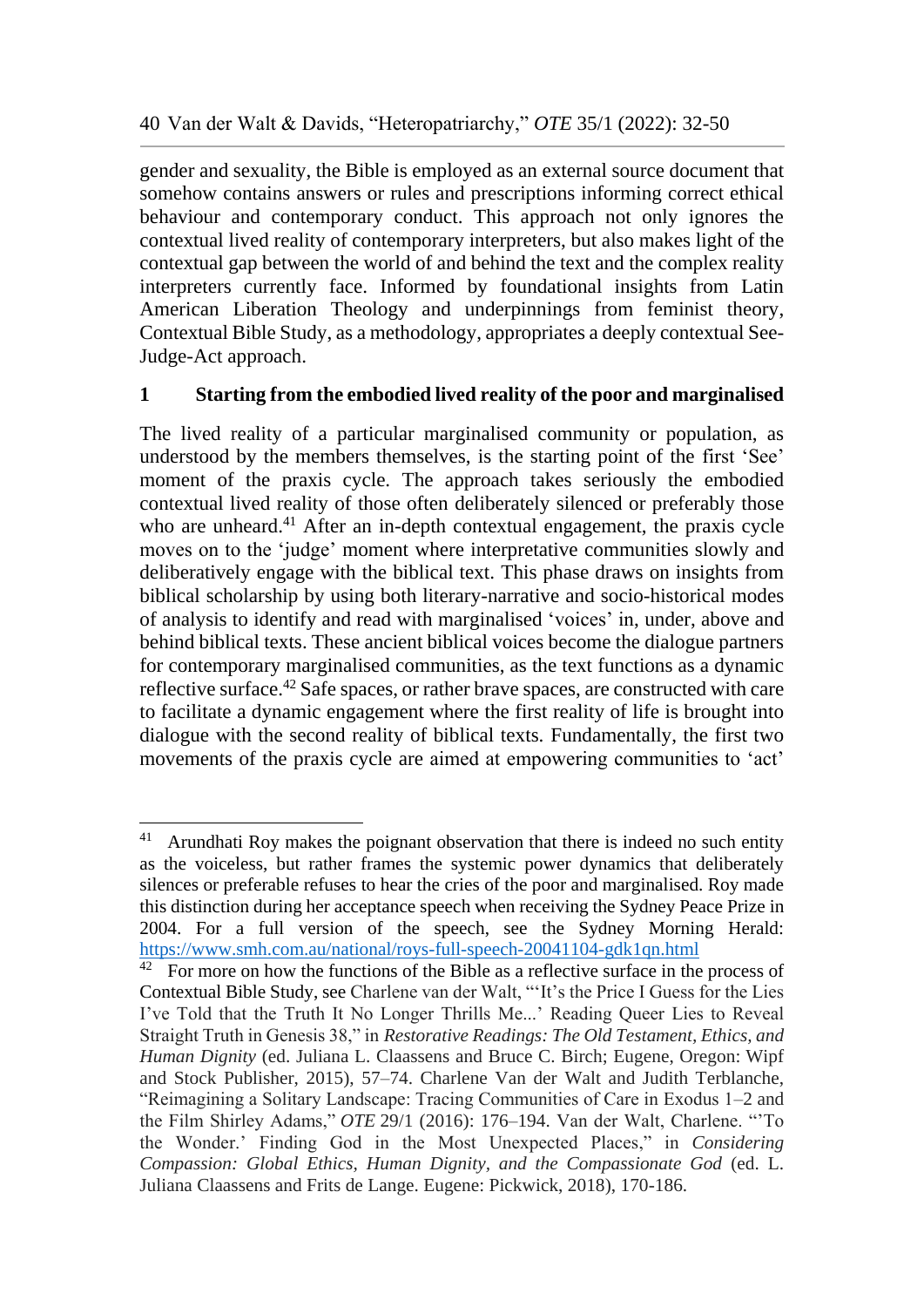gender and sexuality, the Bible is employed as an external source document that somehow contains answers or rules and prescriptions informing correct ethical behaviour and contemporary conduct. This approach not only ignores the contextual lived reality of contemporary interpreters, but also makes light of the contextual gap between the world of and behind the text and the complex reality interpreters currently face. Informed by foundational insights from Latin American Liberation Theology and underpinnings from feminist theory, Contextual Bible Study, as a methodology, appropriates a deeply contextual See-Judge-Act approach.

### 1 Starting from the embodied lived reality of the poor and marginalised

The lived reality of a particular marginalised community or population, as understood by the members themselves, is the starting point of the first 'See' moment of the praxis cycle. The approach takes seriously the embodied contextual lived reality of those often deliberately silenced or preferably those who are unheard.[41] After an in-depth contextual engagement, the praxis cycle moves on to the 'judge' moment where interpretative communities slowly and deliberatively engage with the biblical text. This phase draws on insights from biblical scholarship by using both literary-narrative and socio-historical modes of analysis to identify and read with marginalised 'voices' in, under, above and behind biblical texts. These ancient biblical voices become the dialogue partners for contemporary marginalised communities, as the text functions as a dynamic reflective surface.[42] Safe spaces, or rather brave spaces, are constructed with care to facilitate a dynamic engagement where the first reality of life is brought into dialogue with the second reality of biblical texts. Fundamentally, the first two movements of the praxis cycle are aimed at empowering communities to 'act'

---

[41] Arundhati Roy makes the poignant observation that there is indeed no such entity as the voiceless, but rather frames the systemic power dynamics that deliberately silences or preferable refuses to hear the cries of the poor and marginalised. Roy made this distinction during her acceptance speech when receiving the Sydney Peace Prize in 2004. For a full version of the speech, see the Sydney Morning Herald: https://www.smh.com.au/national/roys-full-speech-20041104-gdk1qn.html

[42] For more on how the functions of the Bible as a reflective surface in the process of Contextual Bible Study, see Charlene van der Walt, "'It's the Price I Guess for the Lies I've Told that the Truth It No Longer Thrills Me...' Reading Queer Lies to Reveal Straight Truth in Genesis 38," in *Restorative Readings: The Old Testament, Ethics, and Human Dignity* (ed. Juliana L. Claassens and Bruce C. Birch; Eugene, Oregon: Wipf and Stock Publisher, 2015), 57–74. Charlene Van der Walt and Judith Terblanche, "Reimagining a Solitary Landscape: Tracing Communities of Care in Exodus 1–2 and the Film Shirley Adams," *OTE* 29/1 (2016): 176–194. Van der Walt, Charlene. "'To the Wonder.' Finding God in the Most Unexpected Places," in *Considering Compassion: Global Ethics, Human Dignity, and the Compassionate God* (ed. L. Juliana Claassens and Frits de Lange. Eugene: Pickwick, 2018), 170-186.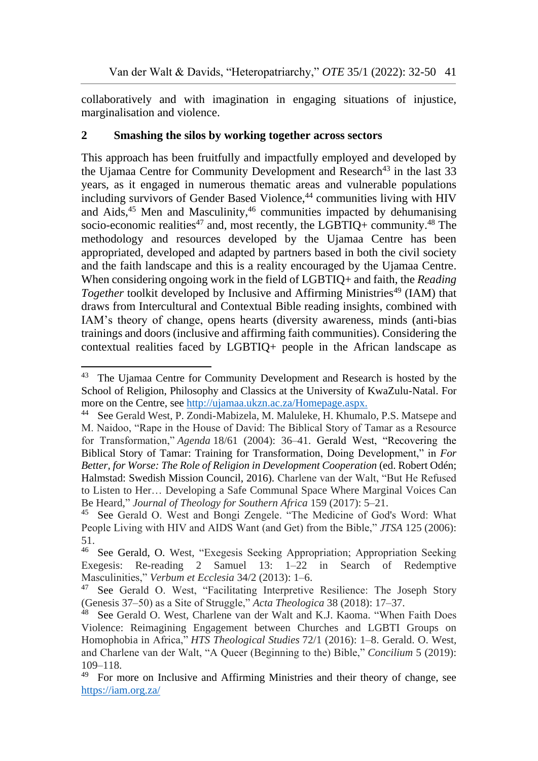collaboratively and with imagination in engaging situations of injustice, marginalisation and violence.

## 2 Smashing the silos by working together across sectors

This approach has been fruitfully and impactfully employed and developed by the Ujamaa Centre for Community Development and Research[43] in the last 33 years, as it engaged in numerous thematic areas and vulnerable populations including survivors of Gender Based Violence,[44] communities living with HIV and Aids,[45] Men and Masculinity,[46] communities impacted by dehumanising socio-economic realities[47] and, most recently, the LGBTIQ+ community.[48] The methodology and resources developed by the Ujamaa Centre has been appropriated, developed and adapted by partners based in both the civil society and the faith landscape and this is a reality encouraged by the Ujamaa Centre. When considering ongoing work in the field of LGBTIQ+ and faith, the *Reading Together* toolkit developed by Inclusive and Affirming Ministries[49] (IAM) that draws from Intercultural and Contextual Bible reading insights, combined with IAM's theory of change, opens hearts (diversity awareness, minds (anti-bias trainings and doors (inclusive and affirming faith communities). Considering the contextual realities faced by LGBTIQ+ people in the African landscape as

---

[43] The Ujamaa Centre for Community Development and Research is hosted by the School of Religion, Philosophy and Classics at the University of KwaZulu-Natal. For more on the Centre, see http://ujamaa.ukzn.ac.za/Homepage.aspx.

[44] See Gerald West, P. Zondi-Mabizela, M. Maluleke, H. Khumalo, P.S. Matsepe and M. Naidoo, "Rape in the House of David: The Biblical Story of Tamar as a Resource for Transformation," *Agenda* 18/61 (2004): 36–41. Gerald West, "Recovering the Biblical Story of Tamar: Training for Transformation, Doing Development," in *For Better, for Worse: The Role of Religion in Development Cooperation* (ed. Robert Odén; Halmstad: Swedish Mission Council, 2016). Charlene van der Walt, "But He Refused to Listen to Her… Developing a Safe Communal Space Where Marginal Voices Can Be Heard," *Journal of Theology for Southern Africa* 159 (2017): 5–21.

[45] See Gerald O. West and Bongi Zengele. "The Medicine of God's Word: What People Living with HIV and AIDS Want (and Get) from the Bible," *JTSA* 125 (2006): 51.

[46] See Gerald, O. West, "Exegesis Seeking Appropriation; Appropriation Seeking Exegesis: Re-reading 2 Samuel 13: 1–22 in Search of Redemptive Masculinities," *Verbum et Ecclesia* 34/2 (2013): 1–6.

[47] See Gerald O. West, "Facilitating Interpretive Resilience: The Joseph Story (Genesis 37–50) as a Site of Struggle," *Acta Theologica* 38 (2018): 17–37.

[48] See Gerald O. West, Charlene van der Walt and K.J. Kaoma. "When Faith Does Violence: Reimagining Engagement between Churches and LGBTI Groups on Homophobia in Africa," *HTS Theological Studies* 72/1 (2016): 1–8. Gerald. O. West, and Charlene van der Walt, "A Queer (Beginning to the) Bible," *Concilium* 5 (2019): 109–118.

[49] For more on Inclusive and Affirming Ministries and their theory of change, see https://iam.org.za/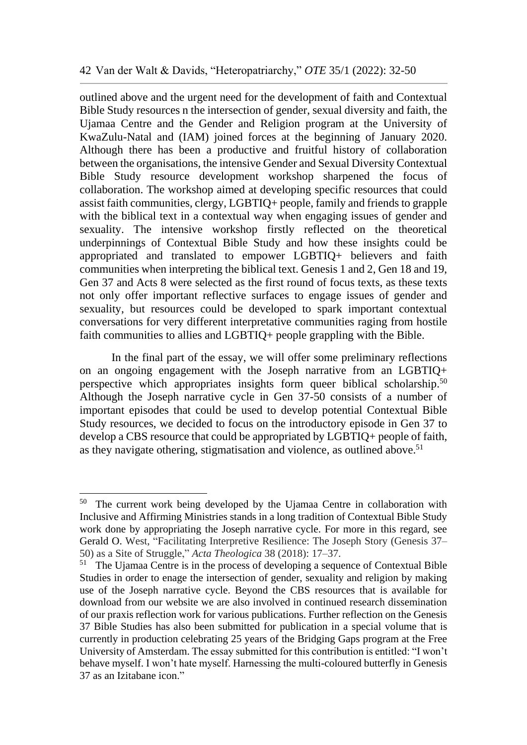outlined above and the urgent need for the development of faith and Contextual Bible Study resources n the intersection of gender, sexual diversity and faith, the Ujamaa Centre and the Gender and Religion program at the University of KwaZulu-Natal and (IAM) joined forces at the beginning of January 2020. Although there has been a productive and fruitful history of collaboration between the organisations, the intensive Gender and Sexual Diversity Contextual Bible Study resource development workshop sharpened the focus of collaboration. The workshop aimed at developing specific resources that could assist faith communities, clergy, LGBTIQ+ people, family and friends to grapple with the biblical text in a contextual way when engaging issues of gender and sexuality. The intensive workshop firstly reflected on the theoretical underpinnings of Contextual Bible Study and how these insights could be appropriated and translated to empower LGBTIQ+ believers and faith communities when interpreting the biblical text. Genesis 1 and 2, Gen 18 and 19, Gen 37 and Acts 8 were selected as the first round of focus texts, as these texts not only offer important reflective surfaces to engage issues of gender and sexuality, but resources could be developed to spark important contextual conversations for very different interpretative communities raging from hostile faith communities to allies and LGBTIQ+ people grappling with the Bible.

In the final part of the essay, we will offer some preliminary reflections on an ongoing engagement with the Joseph narrative from an LGBTIQ+ perspective which appropriates insights form queer biblical scholarship.[50] Although the Joseph narrative cycle in Gen 37-50 consists of a number of important episodes that could be used to develop potential Contextual Bible Study resources, we decided to focus on the introductory episode in Gen 37 to develop a CBS resource that could be appropriated by LGBTIQ+ people of faith, as they navigate othering, stigmatisation and violence, as outlined above.[51]

---

[50] The current work being developed by the Ujamaa Centre in collaboration with Inclusive and Affirming Ministries stands in a long tradition of Contextual Bible Study work done by appropriating the Joseph narrative cycle. For more in this regard, see Gerald O. West, "Facilitating Interpretive Resilience: The Joseph Story (Genesis 37–50) as a Site of Struggle," *Acta Theologica* 38 (2018): 17–37.

[51] The Ujamaa Centre is in the process of developing a sequence of Contextual Bible Studies in order to enage the intersection of gender, sexuality and religion by making use of the Joseph narrative cycle. Beyond the CBS resources that is available for download from our website we are also involved in continued research dissemination of our praxis reflection work for various publications. Further reflection on the Genesis 37 Bible Studies has also been submitted for publication in a special volume that is currently in production celebrating 25 years of the Bridging Gaps program at the Free University of Amsterdam. The essay submitted for this contribution is entitled: "I won't behave myself. I won't hate myself. Harnessing the multi-coloured butterfly in Genesis 37 as an Izitabane icon."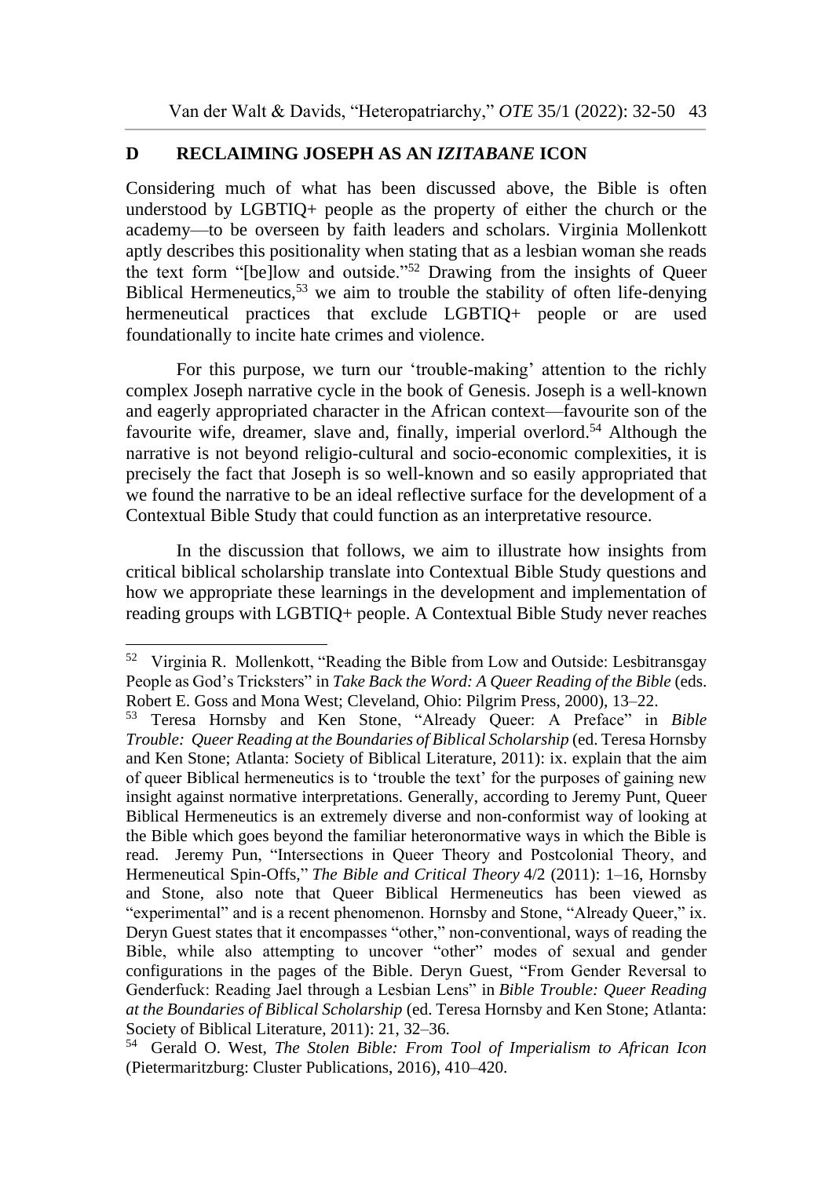## D RECLAIMING JOSEPH AS AN *IZITABANE* ICON

Considering much of what has been discussed above, the Bible is often understood by LGBTIQ+ people as the property of either the church or the academy—to be overseen by faith leaders and scholars. Virginia Mollenkott aptly describes this positionality when stating that as a lesbian woman she reads the text form "[be]low and outside."[52] Drawing from the insights of Queer Biblical Hermeneutics,[53] we aim to trouble the stability of often life-denying hermeneutical practices that exclude LGBTIQ+ people or are used foundationally to incite hate crimes and violence.

For this purpose, we turn our 'trouble-making' attention to the richly complex Joseph narrative cycle in the book of Genesis. Joseph is a well-known and eagerly appropriated character in the African context—favourite son of the favourite wife, dreamer, slave and, finally, imperial overlord.[54] Although the narrative is not beyond religio-cultural and socio-economic complexities, it is precisely the fact that Joseph is so well-known and so easily appropriated that we found the narrative to be an ideal reflective surface for the development of a Contextual Bible Study that could function as an interpretative resource.

In the discussion that follows, we aim to illustrate how insights from critical biblical scholarship translate into Contextual Bible Study questions and how we appropriate these learnings in the development and implementation of reading groups with LGBTIQ+ people. A Contextual Bible Study never reaches

---

[52] Virginia R. Mollenkott, "Reading the Bible from Low and Outside: Lesbitransgay People as God's Tricksters" in *Take Back the Word: A Queer Reading of the Bible* (eds. Robert E. Goss and Mona West; Cleveland, Ohio: Pilgrim Press, 2000), 13–22.

[53] Teresa Hornsby and Ken Stone, "Already Queer: A Preface" in *Bible Trouble: Queer Reading at the Boundaries of Biblical Scholarship* (ed. Teresa Hornsby and Ken Stone; Atlanta: Society of Biblical Literature, 2011): ix. explain that the aim of queer Biblical hermeneutics is to 'trouble the text' for the purposes of gaining new insight against normative interpretations. Generally, according to Jeremy Punt, Queer Biblical Hermeneutics is an extremely diverse and non-conformist way of looking at the Bible which goes beyond the familiar heteronormative ways in which the Bible is read. Jeremy Pun, "Intersections in Queer Theory and Postcolonial Theory, and Hermeneutical Spin-Offs," *The Bible and Critical Theory* 4/2 (2011): 1–16, Hornsby and Stone, also note that Queer Biblical Hermeneutics has been viewed as "experimental" and is a recent phenomenon. Hornsby and Stone, "Already Queer," ix. Deryn Guest states that it encompasses "other," non-conventional, ways of reading the Bible, while also attempting to uncover "other" modes of sexual and gender configurations in the pages of the Bible. Deryn Guest, "From Gender Reversal to Genderfuck: Reading Jael through a Lesbian Lens" in *Bible Trouble: Queer Reading at the Boundaries of Biblical Scholarship* (ed. Teresa Hornsby and Ken Stone; Atlanta: Society of Biblical Literature, 2011): 21, 32–36.

[54] Gerald O. West, *The Stolen Bible: From Tool of Imperialism to African Icon* (Pietermaritzburg: Cluster Publications, 2016), 410–420.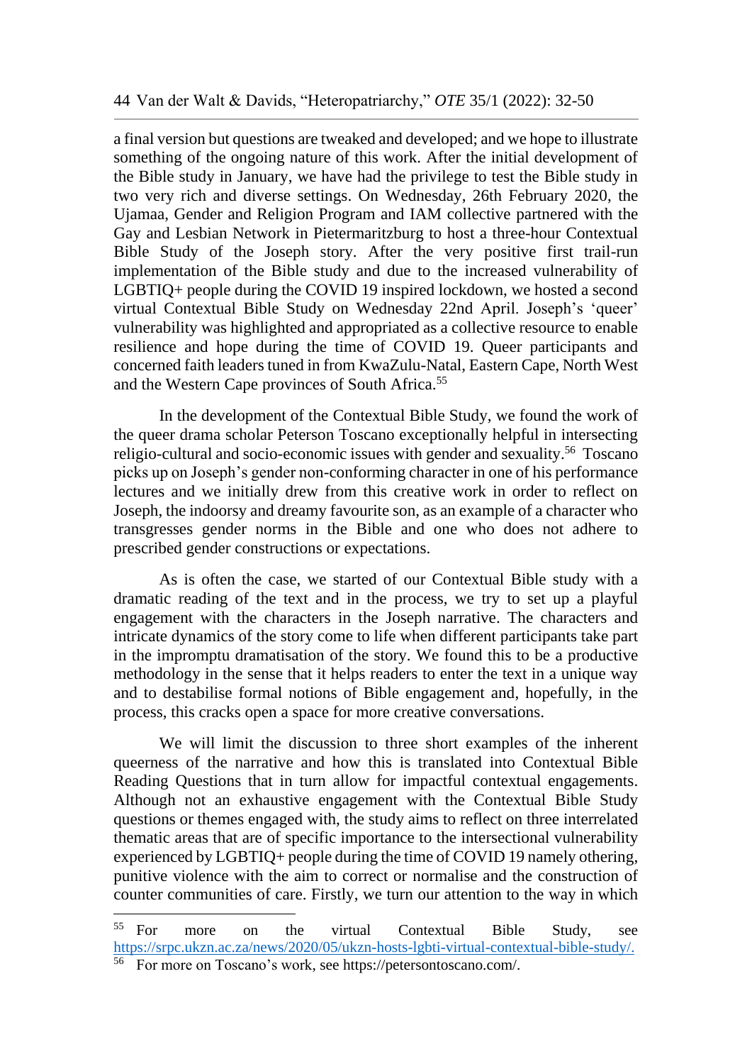a final version but questions are tweaked and developed; and we hope to illustrate something of the ongoing nature of this work. After the initial development of the Bible study in January, we have had the privilege to test the Bible study in two very rich and diverse settings. On Wednesday, 26th February 2020, the Ujamaa, Gender and Religion Program and IAM collective partnered with the Gay and Lesbian Network in Pietermaritzburg to host a three-hour Contextual Bible Study of the Joseph story. After the very positive first trail-run implementation of the Bible study and due to the increased vulnerability of LGBTIQ+ people during the COVID 19 inspired lockdown, we hosted a second virtual Contextual Bible Study on Wednesday 22nd April. Joseph's 'queer' vulnerability was highlighted and appropriated as a collective resource to enable resilience and hope during the time of COVID 19. Queer participants and concerned faith leaders tuned in from KwaZulu-Natal, Eastern Cape, North West and the Western Cape provinces of South Africa.[55]

In the development of the Contextual Bible Study, we found the work of the queer drama scholar Peterson Toscano exceptionally helpful in intersecting religio-cultural and socio-economic issues with gender and sexuality.[56] Toscano picks up on Joseph's gender non-conforming character in one of his performance lectures and we initially drew from this creative work in order to reflect on Joseph, the indoorsy and dreamy favourite son, as an example of a character who transgresses gender norms in the Bible and one who does not adhere to prescribed gender constructions or expectations.

As is often the case, we started of our Contextual Bible study with a dramatic reading of the text and in the process, we try to set up a playful engagement with the characters in the Joseph narrative. The characters and intricate dynamics of the story come to life when different participants take part in the impromptu dramatisation of the story. We found this to be a productive methodology in the sense that it helps readers to enter the text in a unique way and to destabilise formal notions of Bible engagement and, hopefully, in the process, this cracks open a space for more creative conversations.

We will limit the discussion to three short examples of the inherent queerness of the narrative and how this is translated into Contextual Bible Reading Questions that in turn allow for impactful contextual engagements. Although not an exhaustive engagement with the Contextual Bible Study questions or themes engaged with, the study aims to reflect on three interrelated thematic areas that are of specific importance to the intersectional vulnerability experienced by LGBTIQ+ people during the time of COVID 19 namely othering, punitive violence with the aim to correct or normalise and the construction of counter communities of care. Firstly, we turn our attention to the way in which

---

[55] For more on the virtual Contextual Bible Study, see https://srpc.ukzn.ac.za/news/2020/05/ukzn-hosts-lgbti-virtual-contextual-bible-study/.

[56] For more on Toscano's work, see https://petersontoscano.com/.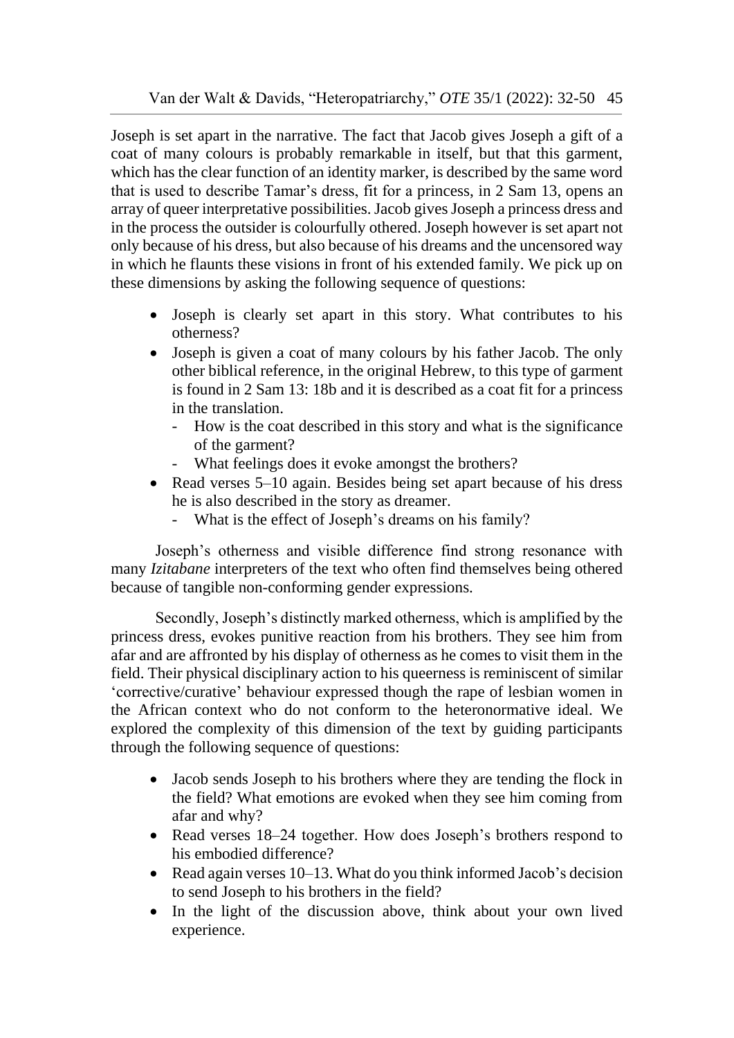Joseph is set apart in the narrative. The fact that Jacob gives Joseph a gift of a coat of many colours is probably remarkable in itself, but that this garment, which has the clear function of an identity marker, is described by the same word that is used to describe Tamar's dress, fit for a princess, in 2 Sam 13, opens an array of queer interpretative possibilities. Jacob gives Joseph a princess dress and in the process the outsider is colourfully othered. Joseph however is set apart not only because of his dress, but also because of his dreams and the uncensored way in which he flaunts these visions in front of his extended family. We pick up on these dimensions by asking the following sequence of questions:

- Joseph is clearly set apart in this story. What contributes to his otherness?
- Joseph is given a coat of many colours by his father Jacob. The only other biblical reference, in the original Hebrew, to this type of garment is found in 2 Sam 13: 18b and it is described as a coat fit for a princess in the translation.
  - How is the coat described in this story and what is the significance of the garment?
  - What feelings does it evoke amongst the brothers?
- Read verses 5–10 again. Besides being set apart because of his dress he is also described in the story as dreamer.
  - What is the effect of Joseph's dreams on his family?

Joseph's otherness and visible difference find strong resonance with many *Izitabane* interpreters of the text who often find themselves being othered because of tangible non-conforming gender expressions.

Secondly, Joseph's distinctly marked otherness, which is amplified by the princess dress, evokes punitive reaction from his brothers. They see him from afar and are affronted by his display of otherness as he comes to visit them in the field. Their physical disciplinary action to his queerness is reminiscent of similar 'corrective/curative' behaviour expressed though the rape of lesbian women in the African context who do not conform to the heteronormative ideal. We explored the complexity of this dimension of the text by guiding participants through the following sequence of questions:

- Jacob sends Joseph to his brothers where they are tending the flock in the field? What emotions are evoked when they see him coming from afar and why?
- Read verses 18–24 together. How does Joseph's brothers respond to his embodied difference?
- Read again verses 10–13. What do you think informed Jacob's decision to send Joseph to his brothers in the field?
- In the light of the discussion above, think about your own lived experience.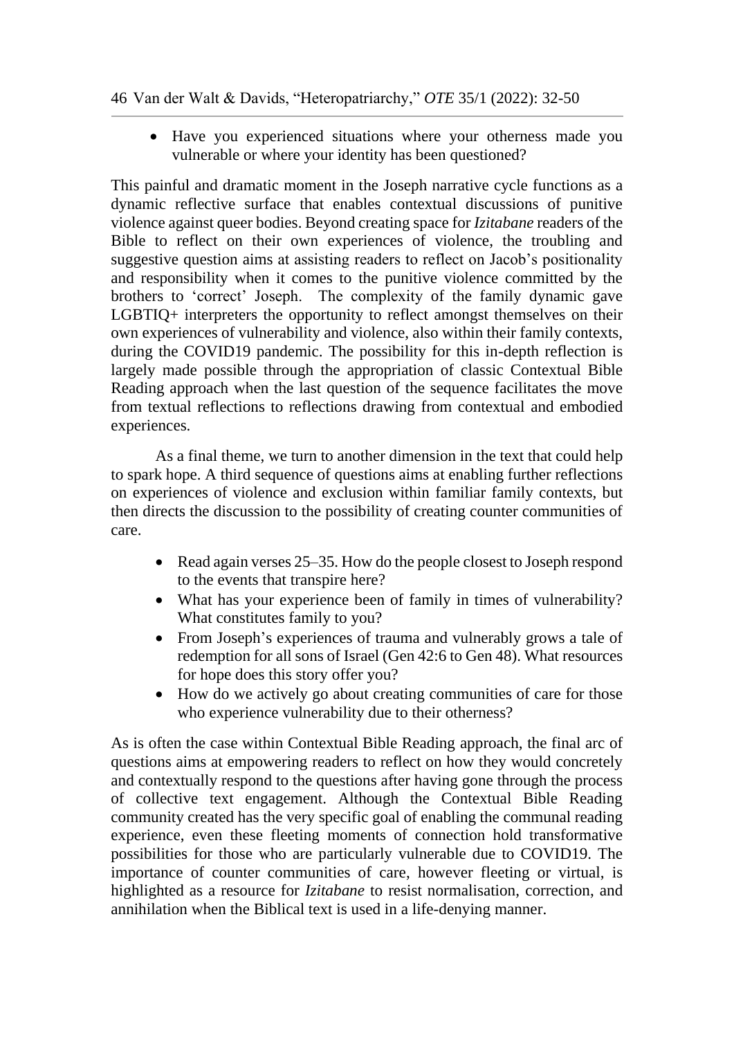- Have you experienced situations where your otherness made you vulnerable or where your identity has been questioned?

This painful and dramatic moment in the Joseph narrative cycle functions as a dynamic reflective surface that enables contextual discussions of punitive violence against queer bodies. Beyond creating space for *Izitabane* readers of the Bible to reflect on their own experiences of violence, the troubling and suggestive question aims at assisting readers to reflect on Jacob's positionality and responsibility when it comes to the punitive violence committed by the brothers to 'correct' Joseph. The complexity of the family dynamic gave LGBTIQ+ interpreters the opportunity to reflect amongst themselves on their own experiences of vulnerability and violence, also within their family contexts, during the COVID19 pandemic. The possibility for this in-depth reflection is largely made possible through the appropriation of classic Contextual Bible Reading approach when the last question of the sequence facilitates the move from textual reflections to reflections drawing from contextual and embodied experiences.

As a final theme, we turn to another dimension in the text that could help to spark hope. A third sequence of questions aims at enabling further reflections on experiences of violence and exclusion within familiar family contexts, but then directs the discussion to the possibility of creating counter communities of care.

- Read again verses 25–35. How do the people closest to Joseph respond to the events that transpire here?
- What has your experience been of family in times of vulnerability? What constitutes family to you?
- From Joseph's experiences of trauma and vulnerably grows a tale of redemption for all sons of Israel (Gen 42:6 to Gen 48). What resources for hope does this story offer you?
- How do we actively go about creating communities of care for those who experience vulnerability due to their otherness?

As is often the case within Contextual Bible Reading approach, the final arc of questions aims at empowering readers to reflect on how they would concretely and contextually respond to the questions after having gone through the process of collective text engagement. Although the Contextual Bible Reading community created has the very specific goal of enabling the communal reading experience, even these fleeting moments of connection hold transformative possibilities for those who are particularly vulnerable due to COVID19. The importance of counter communities of care, however fleeting or virtual, is highlighted as a resource for *Izitabane* to resist normalisation, correction, and annihilation when the Biblical text is used in a life-denying manner.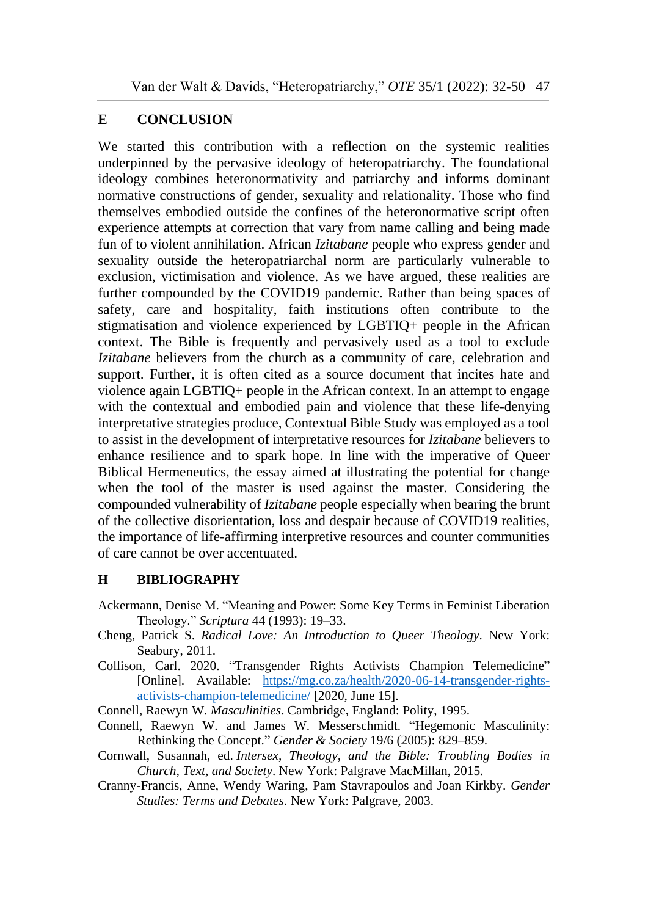## E CONCLUSION

We started this contribution with a reflection on the systemic realities underpinned by the pervasive ideology of heteropatriarchy. The foundational ideology combines heteronormativity and patriarchy and informs dominant normative constructions of gender, sexuality and relationality. Those who find themselves embodied outside the confines of the heteronormative script often experience attempts at correction that vary from name calling and being made fun of to violent annihilation. African *Izitabane* people who express gender and sexuality outside the heteropatriarchal norm are particularly vulnerable to exclusion, victimisation and violence. As we have argued, these realities are further compounded by the COVID19 pandemic. Rather than being spaces of safety, care and hospitality, faith institutions often contribute to the stigmatisation and violence experienced by LGBTIQ+ people in the African context. The Bible is frequently and pervasively used as a tool to exclude *Izitabane* believers from the church as a community of care, celebration and support. Further, it is often cited as a source document that incites hate and violence again LGBTIQ+ people in the African context. In an attempt to engage with the contextual and embodied pain and violence that these life-denying interpretative strategies produce, Contextual Bible Study was employed as a tool to assist in the development of interpretative resources for *Izitabane* believers to enhance resilience and to spark hope. In line with the imperative of Queer Biblical Hermeneutics, the essay aimed at illustrating the potential for change when the tool of the master is used against the master. Considering the compounded vulnerability of *Izitabane* people especially when bearing the brunt of the collective disorientation, loss and despair because of COVID19 realities, the importance of life-affirming interpretive resources and counter communities of care cannot be over accentuated.

## H BIBLIOGRAPHY

Ackermann, Denise M. "Meaning and Power: Some Key Terms in Feminist Liberation Theology." *Scriptura* 44 (1993): 19–33.

Cheng, Patrick S. *Radical Love: An Introduction to Queer Theology*. New York: Seabury, 2011.

Collison, Carl. 2020. "Transgender Rights Activists Champion Telemedicine" [Online]. Available: https://mg.co.za/health/2020-06-14-transgender-rights-activists-champion-telemedicine/ [2020, June 15].

Connell, Raewyn W. *Masculinities*. Cambridge, England: Polity, 1995.

Connell, Raewyn W. and James W. Messerschmidt. "Hegemonic Masculinity: Rethinking the Concept." *Gender & Society* 19/6 (2005): 829–859.

Cornwall, Susannah, ed. *Intersex, Theology, and the Bible: Troubling Bodies in Church, Text, and Society*. New York: Palgrave MacMillan, 2015.

Cranny-Francis, Anne, Wendy Waring, Pam Stavrapoulos and Joan Kirkby. *Gender Studies: Terms and Debates*. New York: Palgrave, 2003.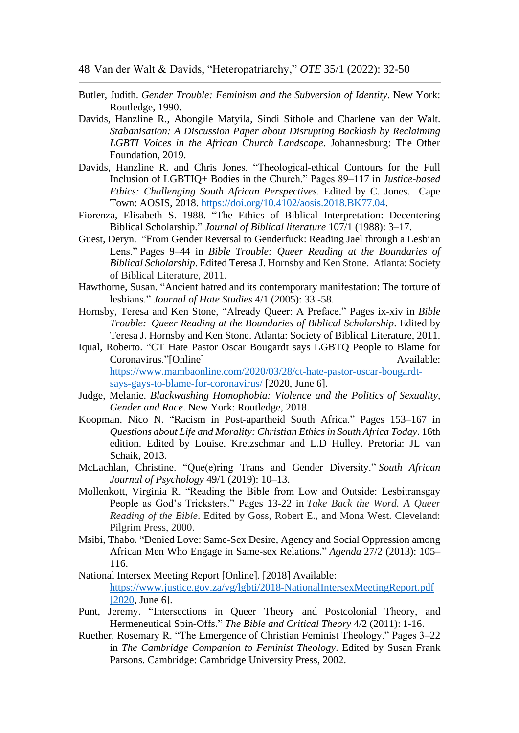Butler, Judith. *Gender Trouble: Feminism and the Subversion of Identity*. New York: Routledge, 1990.

Davids, Hanzline R., Abongile Matyila, Sindi Sithole and Charlene van der Walt. *Stabanisation: A Discussion Paper about Disrupting Backlash by Reclaiming LGBTI Voices in the African Church Landscape*. Johannesburg: The Other Foundation, 2019.

Davids, Hanzline R. and Chris Jones. "Theological-ethical Contours for the Full Inclusion of LGBTIQ+ Bodies in the Church." Pages 89–117 in *Justice-based Ethics: Challenging South African Perspectives*. Edited by C. Jones. Cape Town: AOSIS, 2018. https://doi.org/10.4102/aosis.2018.BK77.04.

Fiorenza, Elisabeth S. 1988. "The Ethics of Biblical Interpretation: Decentering Biblical Scholarship." *Journal of Biblical literature* 107/1 (1988): 3–17.

Guest, Deryn. "From Gender Reversal to Genderfuck: Reading Jael through a Lesbian Lens." Pages 9–44 in *Bible Trouble: Queer Reading at the Boundaries of Biblical Scholarship*. Edited Teresa J. Hornsby and Ken Stone. Atlanta: Society of Biblical Literature, 2011.

Hawthorne, Susan. "Ancient hatred and its contemporary manifestation: The torture of lesbians." *Journal of Hate Studies* 4/1 (2005): 33 -58.

Hornsby, Teresa and Ken Stone, "Already Queer: A Preface." Pages ix-xiv in *Bible Trouble: Queer Reading at the Boundaries of Biblical Scholarship*. Edited by Teresa J. Hornsby and Ken Stone. Atlanta: Society of Biblical Literature, 2011.

Iqual, Roberto. "CT Hate Pastor Oscar Bougardt says LGBTQ People to Blame for Coronavirus."[Online] Available: https://www.mambaonline.com/2020/03/28/ct-hate-pastor-oscar-bougardt-says-gays-to-blame-for-coronavirus/ [2020, June 6].

Judge, Melanie. *Blackwashing Homophobia: Violence and the Politics of Sexuality, Gender and Race*. New York: Routledge, 2018.

Koopman. Nico N. "Racism in Post-apartheid South Africa." Pages 153–167 in *Questions about Life and Morality: Christian Ethics in South Africa Today*. 16th edition. Edited by Louise. Kretzschmar and L.D Hulley. Pretoria: JL van Schaik, 2013.

McLachlan, Christine. "Que(e)ring Trans and Gender Diversity." *South African Journal of Psychology* 49/1 (2019): 10–13.

Mollenkott, Virginia R. "Reading the Bible from Low and Outside: Lesbitransgay People as God's Tricksters." Pages 13-22 in *Take Back the Word. A Queer Reading of the Bible*. Edited by Goss, Robert E., and Mona West. Cleveland: Pilgrim Press, 2000.

Msibi, Thabo. "Denied Love: Same-Sex Desire, Agency and Social Oppression among African Men Who Engage in Same-sex Relations." *Agenda* 27/2 (2013): 105–116.

National Intersex Meeting Report [Online]. [2018] Available: https://www.justice.gov.za/vg/lgbti/2018-NationalIntersexMeetingReport.pdf [2020, June 6].

Punt, Jeremy. "Intersections in Queer Theory and Postcolonial Theory, and Hermeneutical Spin-Offs." *The Bible and Critical Theory* 4/2 (2011): 1-16.

Ruether, Rosemary R. "The Emergence of Christian Feminist Theology." Pages 3–22 in *The Cambridge Companion to Feminist Theology*. Edited by Susan Frank Parsons. Cambridge: Cambridge University Press, 2002.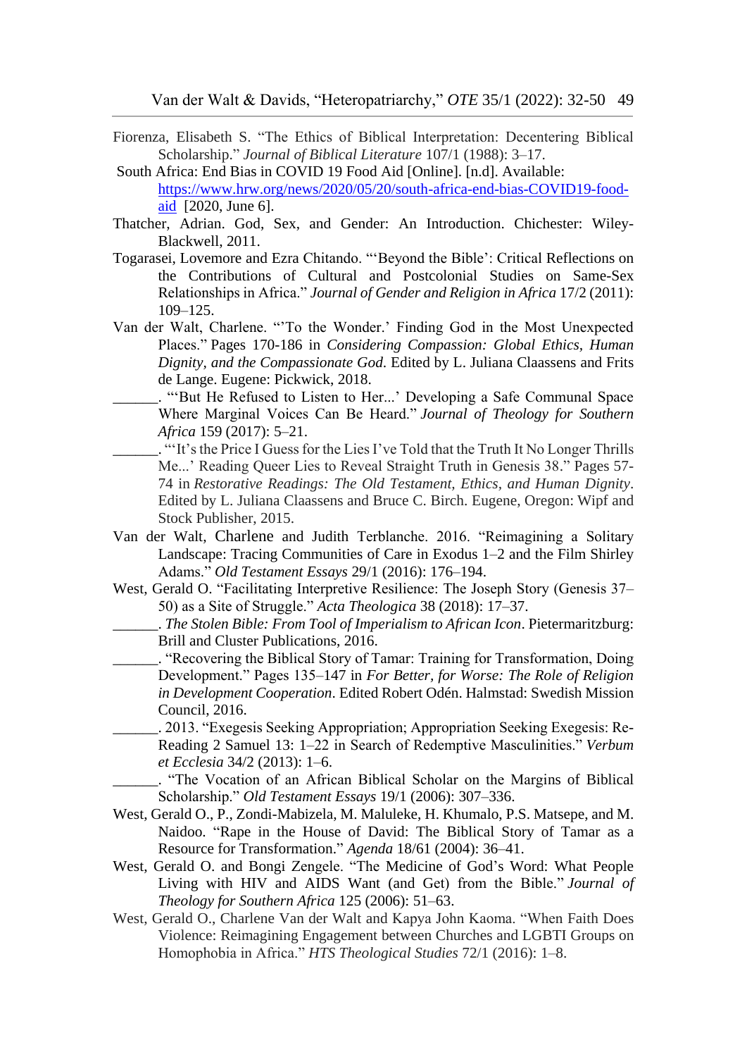Fiorenza, Elisabeth S. "The Ethics of Biblical Interpretation: Decentering Biblical Scholarship." *Journal of Biblical Literature* 107/1 (1988): 3–17.

South Africa: End Bias in COVID 19 Food Aid [Online]. [n.d]. Available: https://www.hrw.org/news/2020/05/20/south-africa-end-bias-COVID19-food-aid [2020, June 6].

Thatcher, Adrian. God, Sex, and Gender: An Introduction. Chichester: Wiley-Blackwell, 2011.

Togarasei, Lovemore and Ezra Chitando. "'Beyond the Bible': Critical Reflections on the Contributions of Cultural and Postcolonial Studies on Same-Sex Relationships in Africa." *Journal of Gender and Religion in Africa* 17/2 (2011): 109–125.

Van der Walt, Charlene. "'To the Wonder.' Finding God in the Most Unexpected Places." Pages 170-186 in *Considering Compassion: Global Ethics, Human Dignity, and the Compassionate God*. Edited by L. Juliana Claassens and Frits de Lange. Eugene: Pickwick, 2018.

______. "'But He Refused to Listen to Her...' Developing a Safe Communal Space Where Marginal Voices Can Be Heard." *Journal of Theology for Southern Africa* 159 (2017): 5–21.

______. "'It's the Price I Guess for the Lies I've Told that the Truth It No Longer Thrills Me...' Reading Queer Lies to Reveal Straight Truth in Genesis 38." Pages 57-74 in *Restorative Readings: The Old Testament, Ethics, and Human Dignity*. Edited by L. Juliana Claassens and Bruce C. Birch. Eugene, Oregon: Wipf and Stock Publisher, 2015.

Van der Walt, Charlene and Judith Terblanche. 2016. "Reimagining a Solitary Landscape: Tracing Communities of Care in Exodus 1–2 and the Film Shirley Adams." *Old Testament Essays* 29/1 (2016): 176–194.

West, Gerald O. "Facilitating Interpretive Resilience: The Joseph Story (Genesis 37–50) as a Site of Struggle." *Acta Theologica* 38 (2018): 17–37.

______. *The Stolen Bible: From Tool of Imperialism to African Icon*. Pietermaritzburg: Brill and Cluster Publications, 2016.

______. "Recovering the Biblical Story of Tamar: Training for Transformation, Doing Development." Pages 135–147 in *For Better, for Worse: The Role of Religion in Development Cooperation*. Edited Robert Odén. Halmstad: Swedish Mission Council, 2016.

______. 2013. "Exegesis Seeking Appropriation; Appropriation Seeking Exegesis: Re-Reading 2 Samuel 13: 1–22 in Search of Redemptive Masculinities." *Verbum et Ecclesia* 34/2 (2013): 1–6.

______. "The Vocation of an African Biblical Scholar on the Margins of Biblical Scholarship." *Old Testament Essays* 19/1 (2006): 307–336.

West, Gerald O., P., Zondi-Mabizela, M. Maluleke, H. Khumalo, P.S. Matsepe, and M. Naidoo. "Rape in the House of David: The Biblical Story of Tamar as a Resource for Transformation." *Agenda* 18/61 (2004): 36–41.

West, Gerald O. and Bongi Zengele. "The Medicine of God's Word: What People Living with HIV and AIDS Want (and Get) from the Bible." *Journal of Theology for Southern Africa* 125 (2006): 51–63.

West, Gerald O., Charlene Van der Walt and Kapya John Kaoma. "When Faith Does Violence: Reimagining Engagement between Churches and LGBTI Groups on Homophobia in Africa." *HTS Theological Studies* 72/1 (2016): 1–8.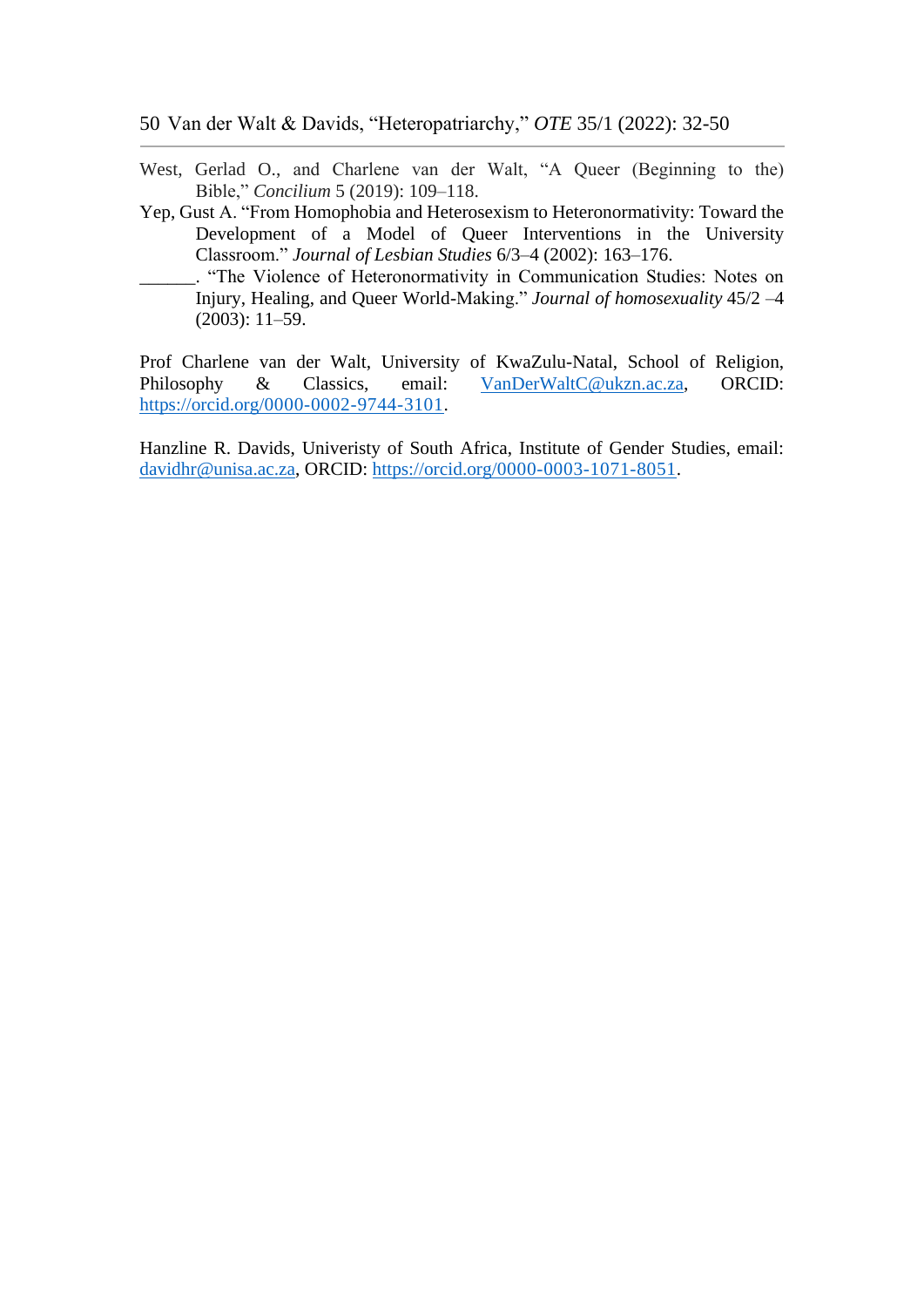West, Gerlad O., and Charlene van der Walt, "A Queer (Beginning to the) Bible," *Concilium* 5 (2019): 109–118.

Yep, Gust A. "From Homophobia and Heterosexism to Heteronormativity: Toward the Development of a Model of Queer Interventions in the University Classroom." *Journal of Lesbian Studies* 6/3–4 (2002): 163–176.

______. "The Violence of Heteronormativity in Communication Studies: Notes on Injury, Healing, and Queer World-Making." *Journal of homosexuality* 45/2 –4 (2003): 11–59.

Prof Charlene van der Walt, University of KwaZulu-Natal, School of Religion, Philosophy & Classics, email: VanDerWaltC@ukzn.ac.za, ORCID: https://orcid.org/0000-0002-9744-3101.

Hanzline R. Davids, Univeristy of South Africa, Institute of Gender Studies, email: davidhr@unisa.ac.za, ORCID: https://orcid.org/0000-0003-1071-8051.